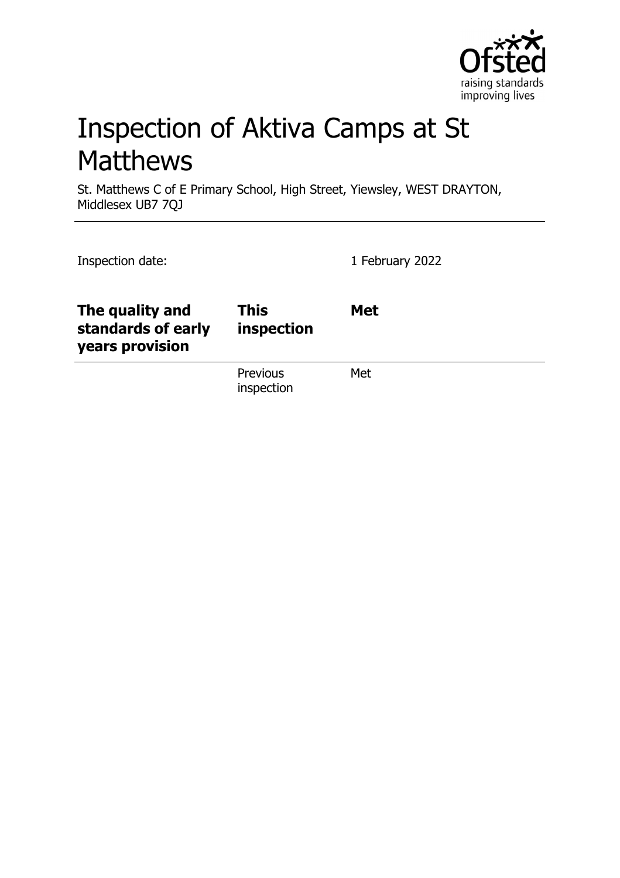# Inspection of Aktiva Camps at St Matthews

St. Matthews C of E Primary School, High Street, Yiewsley, WEST DRAYTON, Middlesex UB7 7QJ

Inspection date: 1 February 2022

| The quality and standards of early years provision | This inspection | Met |
|---|---|---|
| | Previous inspection | Met |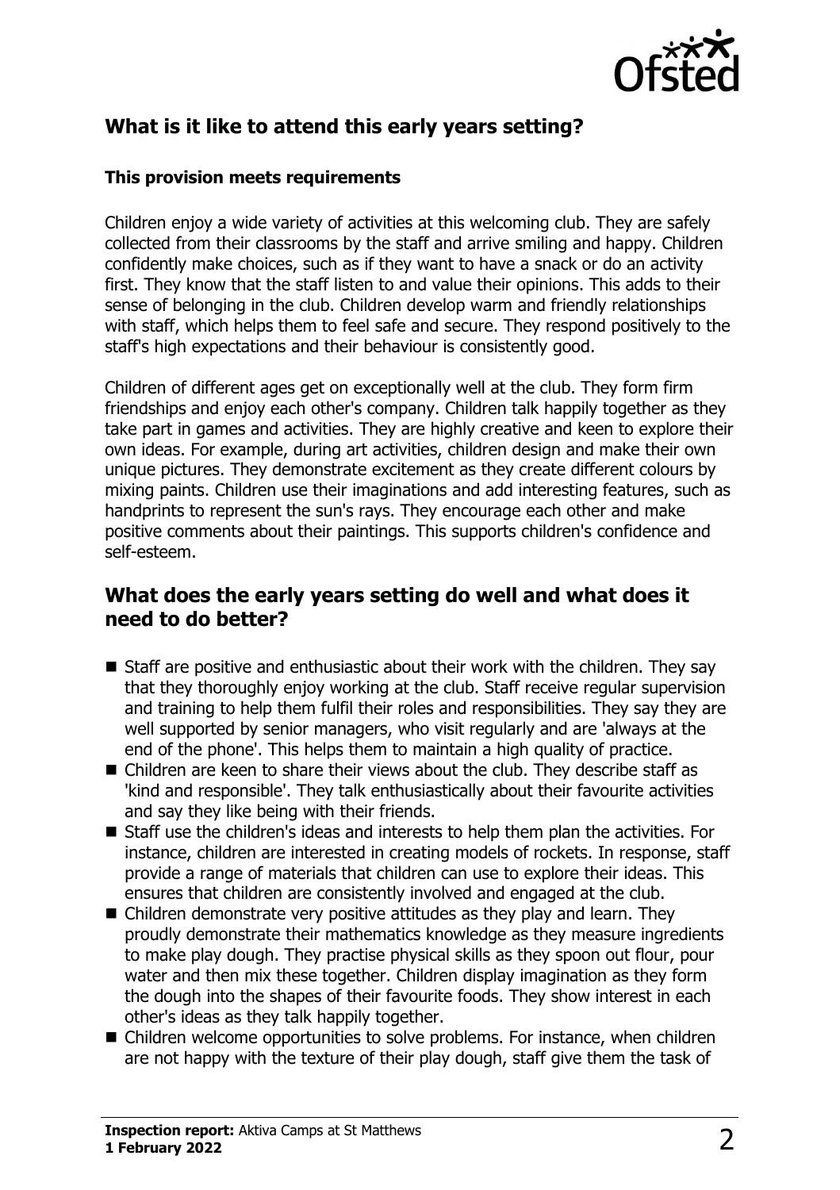## What is it like to attend this early years setting?

### This provision meets requirements

Children enjoy a wide variety of activities at this welcoming club. They are safely collected from their classrooms by the staff and arrive smiling and happy. Children confidently make choices, such as if they want to have a snack or do an activity first. They know that the staff listen to and value their opinions. This adds to their sense of belonging in the club. Children develop warm and friendly relationships with staff, which helps them to feel safe and secure. They respond positively to the staff's high expectations and their behaviour is consistently good.

Children of different ages get on exceptionally well at the club. They form firm friendships and enjoy each other's company. Children talk happily together as they take part in games and activities. They are highly creative and keen to explore their own ideas. For example, during art activities, children design and make their own unique pictures. They demonstrate excitement as they create different colours by mixing paints. Children use their imaginations and add interesting features, such as handprints to represent the sun's rays. They encourage each other and make positive comments about their paintings. This supports children's confidence and self-esteem.

## What does the early years setting do well and what does it need to do better?

- Staff are positive and enthusiastic about their work with the children. They say that they thoroughly enjoy working at the club. Staff receive regular supervision and training to help them fulfil their roles and responsibilities. They say they are well supported by senior managers, who visit regularly and are 'always at the end of the phone'. This helps them to maintain a high quality of practice.
- Children are keen to share their views about the club. They describe staff as 'kind and responsible'. They talk enthusiastically about their favourite activities and say they like being with their friends.
- Staff use the children's ideas and interests to help them plan the activities. For instance, children are interested in creating models of rockets. In response, staff provide a range of materials that children can use to explore their ideas. This ensures that children are consistently involved and engaged at the club.
- Children demonstrate very positive attitudes as they play and learn. They proudly demonstrate their mathematics knowledge as they measure ingredients to make play dough. They practise physical skills as they spoon out flour, pour water and then mix these together. Children display imagination as they form the dough into the shapes of their favourite foods. They show interest in each other's ideas as they talk happily together.
- Children welcome opportunities to solve problems. For instance, when children are not happy with the texture of their play dough, staff give them the task of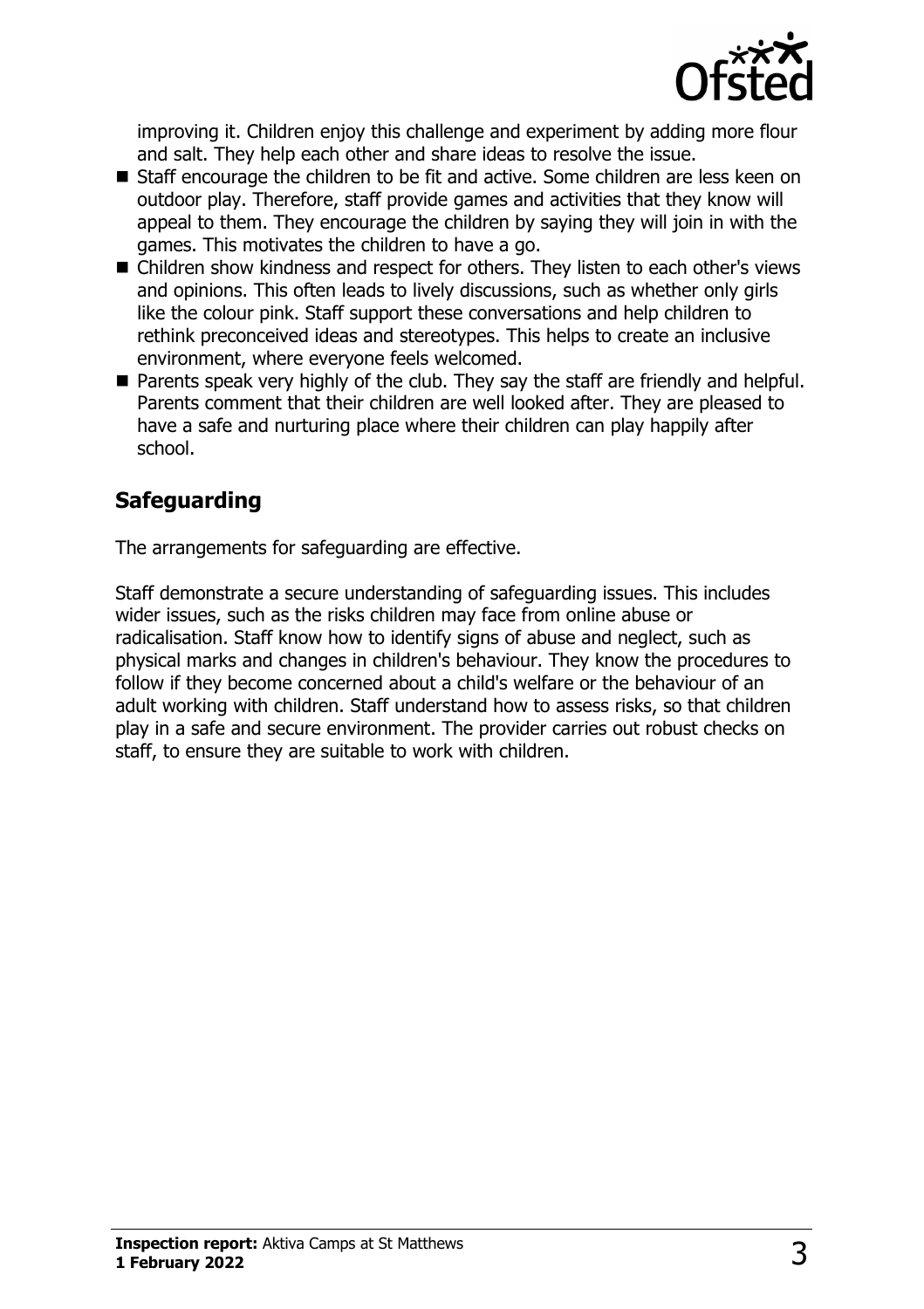improving it. Children enjoy this challenge and experiment by adding more flour and salt. They help each other and share ideas to resolve the issue.

- Staff encourage the children to be fit and active. Some children are less keen on outdoor play. Therefore, staff provide games and activities that they know will appeal to them. They encourage the children by saying they will join in with the games. This motivates the children to have a go.
- Children show kindness and respect for others. They listen to each other's views and opinions. This often leads to lively discussions, such as whether only girls like the colour pink. Staff support these conversations and help children to rethink preconceived ideas and stereotypes. This helps to create an inclusive environment, where everyone feels welcomed.
- Parents speak very highly of the club. They say the staff are friendly and helpful. Parents comment that their children are well looked after. They are pleased to have a safe and nurturing place where their children can play happily after school.

## Safeguarding

The arrangements for safeguarding are effective.

Staff demonstrate a secure understanding of safeguarding issues. This includes wider issues, such as the risks children may face from online abuse or radicalisation. Staff know how to identify signs of abuse and neglect, such as physical marks and changes in children's behaviour. They know the procedures to follow if they become concerned about a child's welfare or the behaviour of an adult working with children. Staff understand how to assess risks, so that children play in a safe and secure environment. The provider carries out robust checks on staff, to ensure they are suitable to work with children.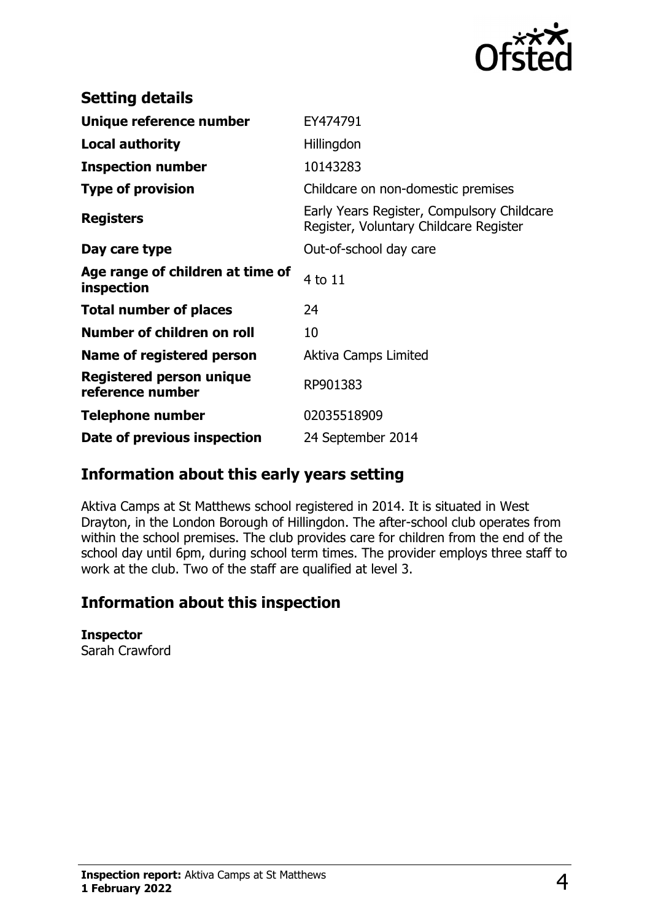## Setting details

| | |
|---|---|
| **Unique reference number** | EY474791 |
| **Local authority** | Hillingdon |
| **Inspection number** | 10143283 |
| **Type of provision** | Childcare on non-domestic premises |
| **Registers** | Early Years Register, Compulsory Childcare Register, Voluntary Childcare Register |
| **Day care type** | Out-of-school day care |
| **Age range of children at time of inspection** | 4 to 11 |
| **Total number of places** | 24 |
| **Number of children on roll** | 10 |
| **Name of registered person** | Aktiva Camps Limited |
| **Registered person unique reference number** | RP901383 |
| **Telephone number** | 02035518909 |
| **Date of previous inspection** | 24 September 2014 |

## Information about this early years setting

Aktiva Camps at St Matthews school registered in 2014. It is situated in West Drayton, in the London Borough of Hillingdon. The after-school club operates from within the school premises. The club provides care for children from the end of the school day until 6pm, during school term times. The provider employs three staff to work at the club. Two of the staff are qualified at level 3.

## Information about this inspection

**Inspector**
Sarah Crawford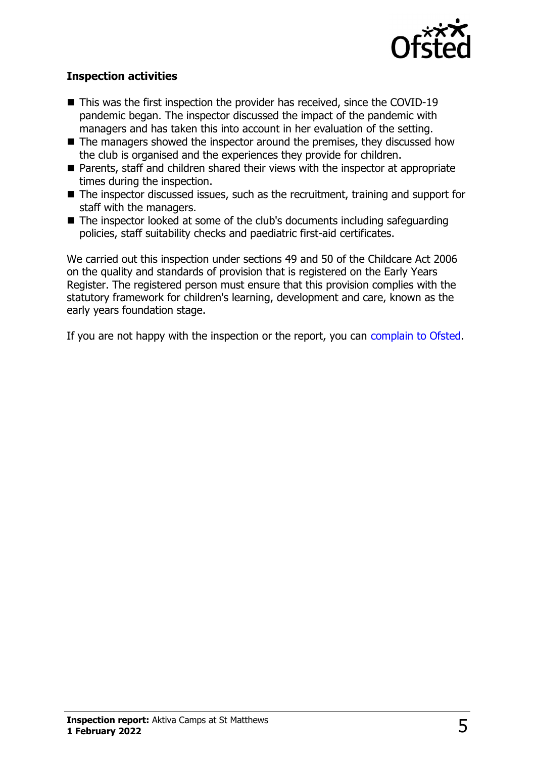### Inspection activities

- This was the first inspection the provider has received, since the COVID-19 pandemic began. The inspector discussed the impact of the pandemic with managers and has taken this into account in her evaluation of the setting.
- The managers showed the inspector around the premises, they discussed how the club is organised and the experiences they provide for children.
- Parents, staff and children shared their views with the inspector at appropriate times during the inspection.
- The inspector discussed issues, such as the recruitment, training and support for staff with the managers.
- The inspector looked at some of the club's documents including safeguarding policies, staff suitability checks and paediatric first-aid certificates.

We carried out this inspection under sections 49 and 50 of the Childcare Act 2006 on the quality and standards of provision that is registered on the Early Years Register. The registered person must ensure that this provision complies with the statutory framework for children's learning, development and care, known as the early years foundation stage.

If you are not happy with the inspection or the report, you can complain to Ofsted.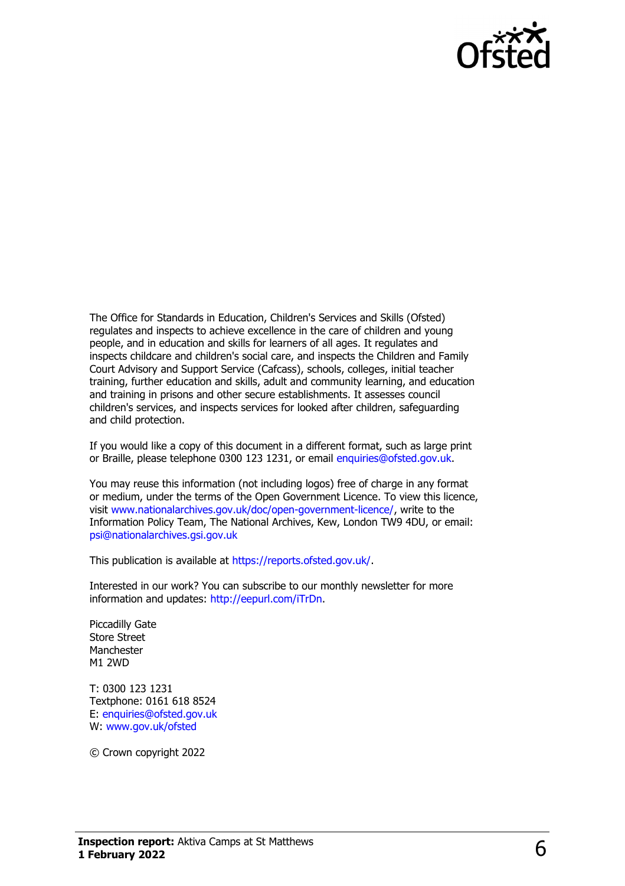The Office for Standards in Education, Children's Services and Skills (Ofsted) regulates and inspects to achieve excellence in the care of children and young people, and in education and skills for learners of all ages. It regulates and inspects childcare and children's social care, and inspects the Children and Family Court Advisory and Support Service (Cafcass), schools, colleges, initial teacher training, further education and skills, adult and community learning, and education and training in prisons and other secure establishments. It assesses council children's services, and inspects services for looked after children, safeguarding and child protection.

If you would like a copy of this document in a different format, such as large print or Braille, please telephone 0300 123 1231, or email enquiries@ofsted.gov.uk.

You may reuse this information (not including logos) free of charge in any format or medium, under the terms of the Open Government Licence. To view this licence, visit www.nationalarchives.gov.uk/doc/open-government-licence/, write to the Information Policy Team, The National Archives, Kew, London TW9 4DU, or email: psi@nationalarchives.gsi.gov.uk

This publication is available at https://reports.ofsted.gov.uk/.

Interested in our work? You can subscribe to our monthly newsletter for more information and updates: http://eepurl.com/iTrDn.

Piccadilly Gate
Store Street
Manchester
M1 2WD

T: 0300 123 1231
Textphone: 0161 618 8524
E: enquiries@ofsted.gov.uk
W: www.gov.uk/ofsted

© Crown copyright 2022